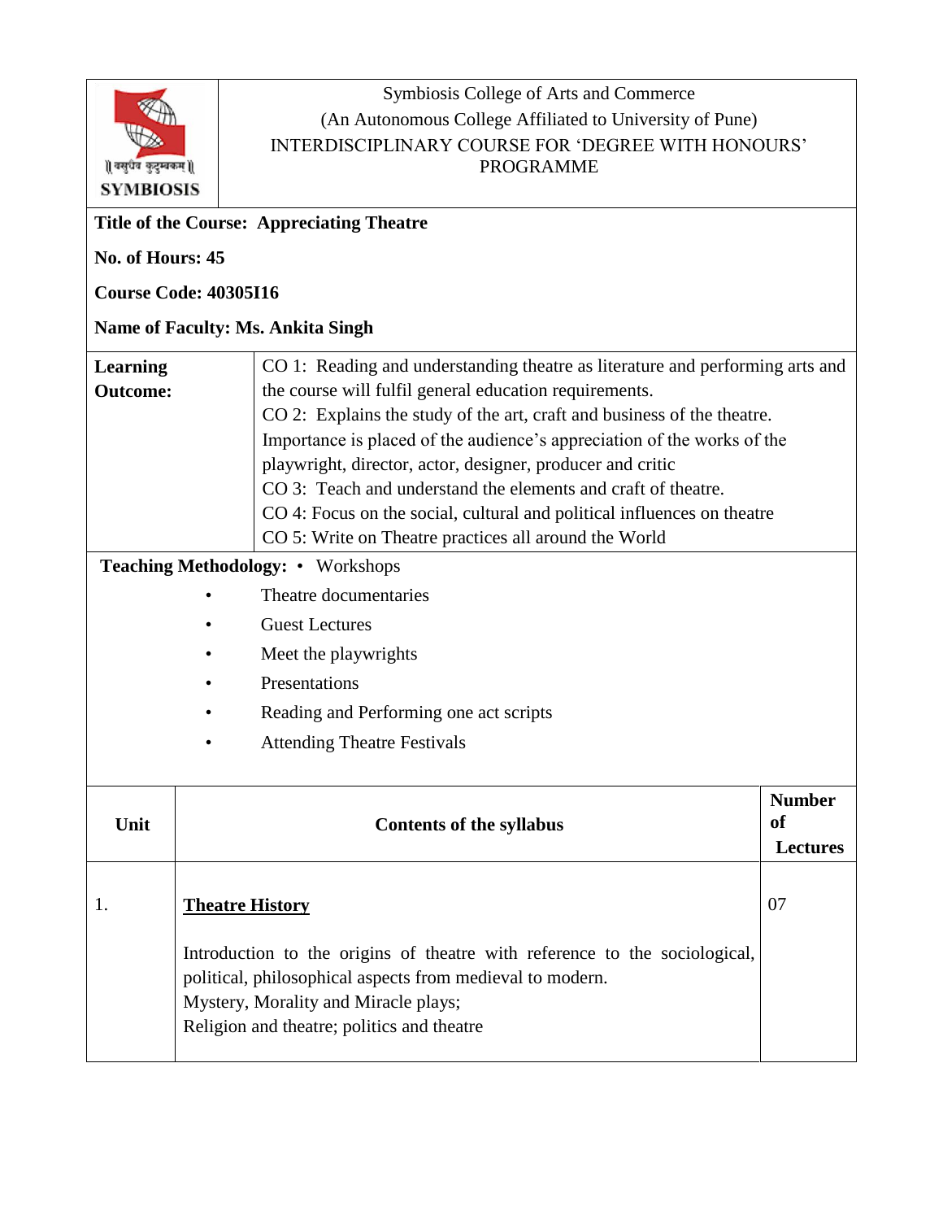Symbiosis College of Arts and Commerce
(An Autonomous College Affiliated to University of Pune)
INTERDISCIPLINARY COURSE FOR 'DEGREE WITH HONOURS' PROGRAMME

**Title of the Course: Appreciating Theatre**

**No. of Hours: 45**

**Course Code: 40305I16**

**Name of Faculty: Ms. Ankita Singh**

| **Learning Outcome:** | CO 1: Reading and understanding theatre as literature and performing arts and the course will fulfil general education requirements.<br>CO 2: Explains the study of the art, craft and business of the theatre. Importance is placed of the audience's appreciation of the works of the playwright, director, actor, designer, producer and critic<br>CO 3: Teach and understand the elements and craft of theatre.<br>CO 4: Focus on the social, cultural and political influences on theatre<br>CO 5: Write on Theatre practices all around the World |
|---|---|

**Teaching Methodology:**

- Workshops
- Theatre documentaries
- Guest Lectures
- Meet the playwrights
- Presentations
- Reading and Performing one act scripts
- Attending Theatre Festivals

| Unit | Contents of the syllabus | Number of Lectures |
|---|---|---|
| 1. | **Theatre History**<br><br>Introduction to the origins of theatre with reference to the sociological, political, philosophical aspects from medieval to modern.<br>Mystery, Morality and Miracle plays;<br>Religion and theatre; politics and theatre | 07 |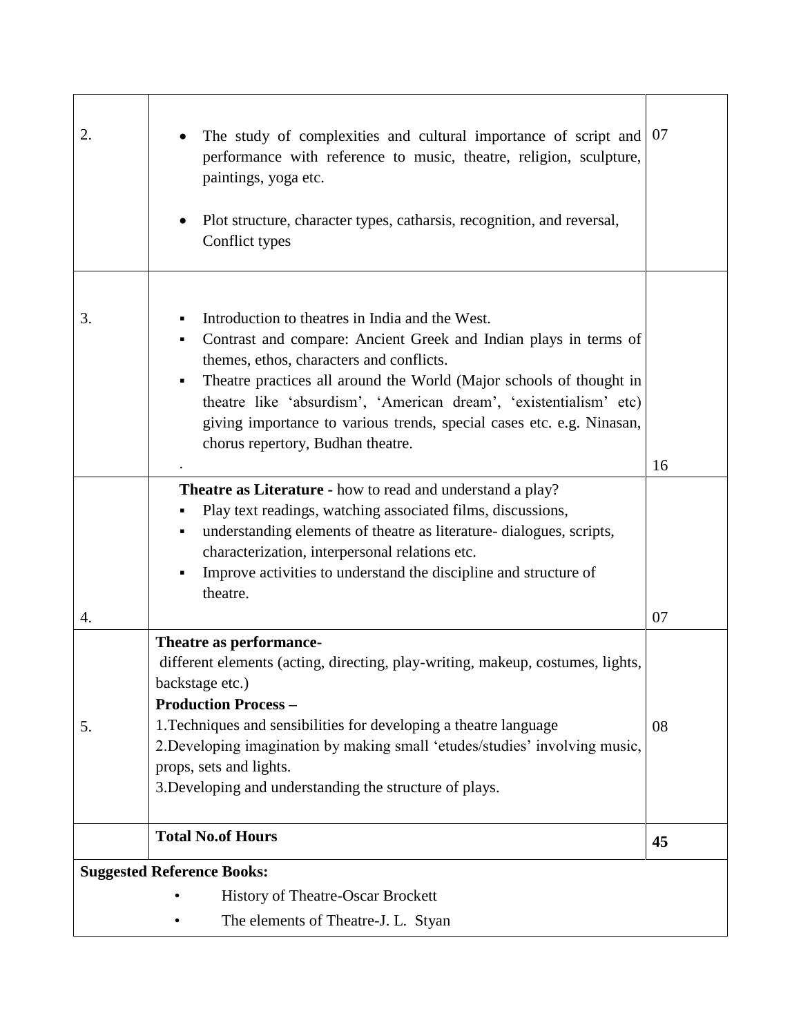| | | |
|---|---|---|
| 2. | • The study of complexities and cultural importance of script and performance with reference to music, theatre, religion, sculpture, paintings, yoga etc.<br><br>• Plot structure, character types, catharsis, recognition, and reversal, Conflict types | 07 |
| 3. | ▪ Introduction to theatres in India and the West.<br>▪ Contrast and compare: Ancient Greek and Indian plays in terms of themes, ethos, characters and conflicts.<br>▪ Theatre practices all around the World (Major schools of thought in theatre like 'absurdism', 'American dream', 'existentialism' etc) giving importance to various trends, special cases etc. e.g. Ninasan, chorus repertory, Budhan theatre.<br>. | 16 |
| 4. | **Theatre as Literature -** how to read and understand a play?<br>▪ Play text readings, watching associated films, discussions,<br>▪ understanding elements of theatre as literature- dialogues, scripts, characterization, interpersonal relations etc.<br>▪ Improve activities to understand the discipline and structure of theatre. | 07 |
| 5. | **Theatre as performance-**<br>different elements (acting, directing, play-writing, makeup, costumes, lights, backstage etc.)<br>**Production Process –**<br>1.Techniques and sensibilities for developing a theatre language<br>2.Developing imagination by making small 'etudes/studies' involving music, props, sets and lights.<br>3.Developing and understanding the structure of plays. | 08 |
| | **Total No.of Hours** | **45** |

**Suggested Reference Books:**

- History of Theatre-Oscar Brockett
- The elements of Theatre-J. L. Styan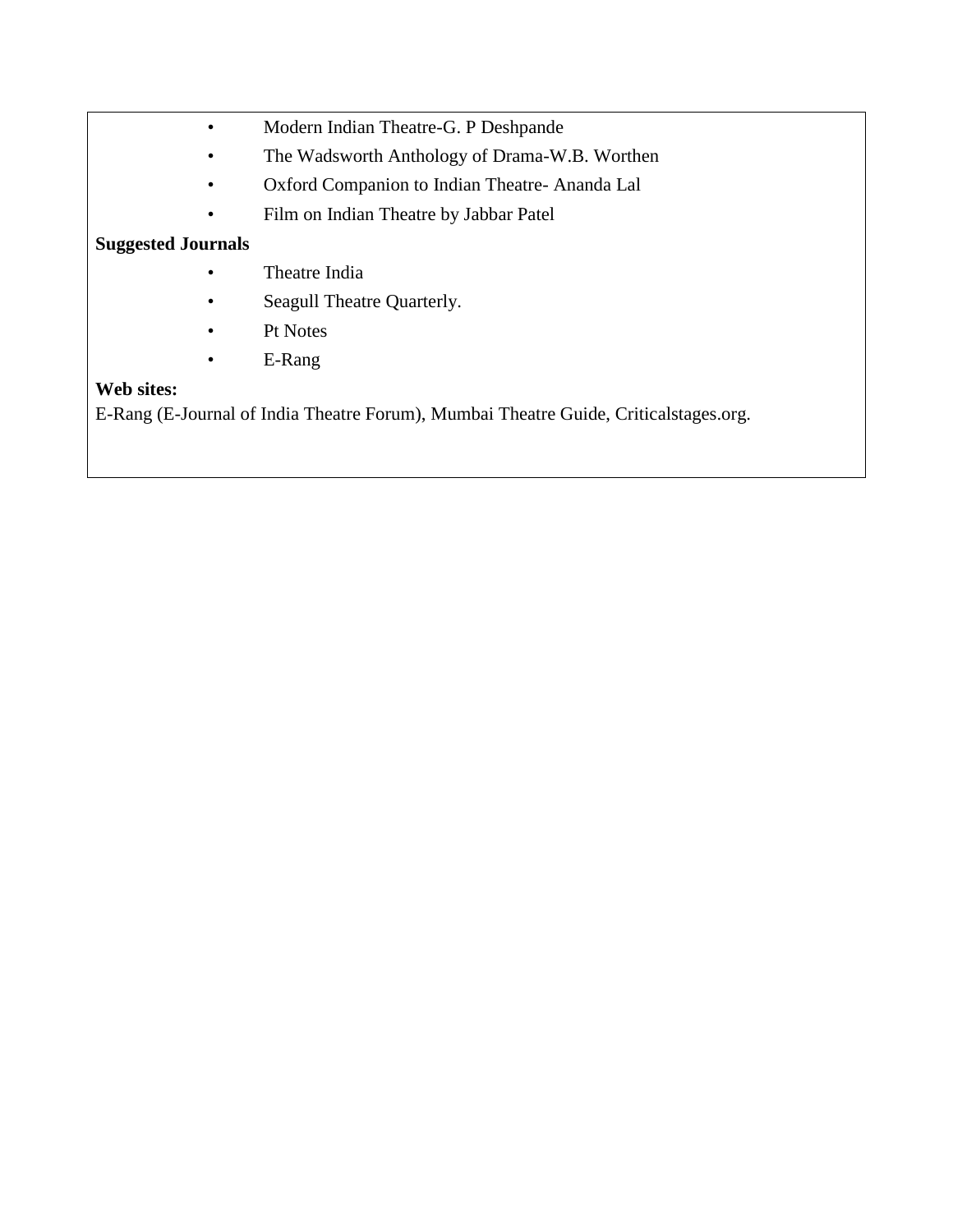- Modern Indian Theatre-G. P Deshpande
- The Wadsworth Anthology of Drama-W.B. Worthen
- Oxford Companion to Indian Theatre- Ananda Lal
- Film on Indian Theatre by Jabbar Patel

**Suggested Journals**

- Theatre India
- Seagull Theatre Quarterly.
- Pt Notes
- E-Rang

**Web sites:**

E-Rang (E-Journal of India Theatre Forum), Mumbai Theatre Guide, Criticalstages.org.